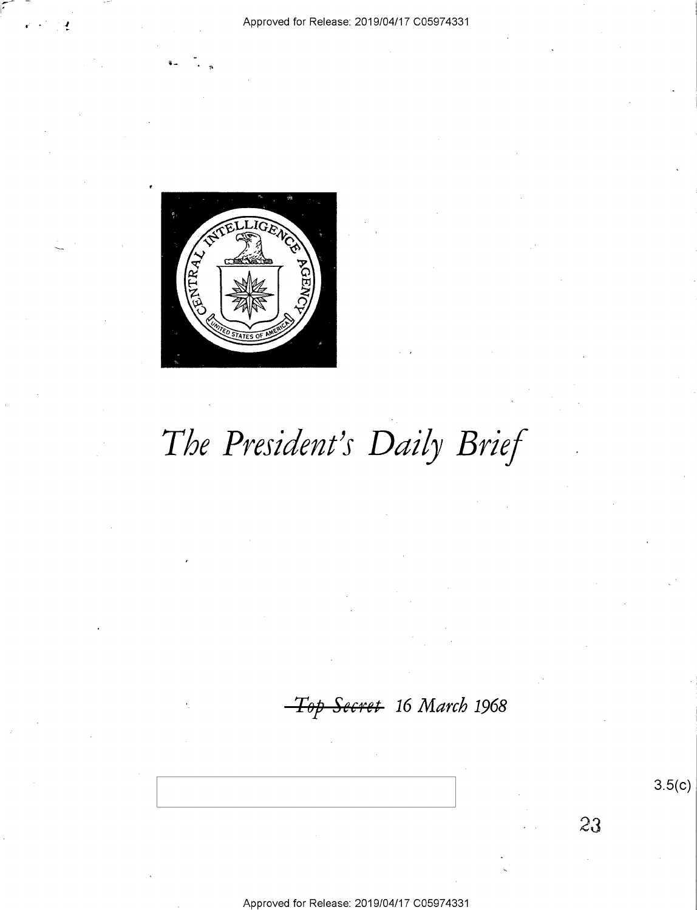# The President's Daily Brief

~~Top Secret~~ 16 March 1968

3.5(c)

23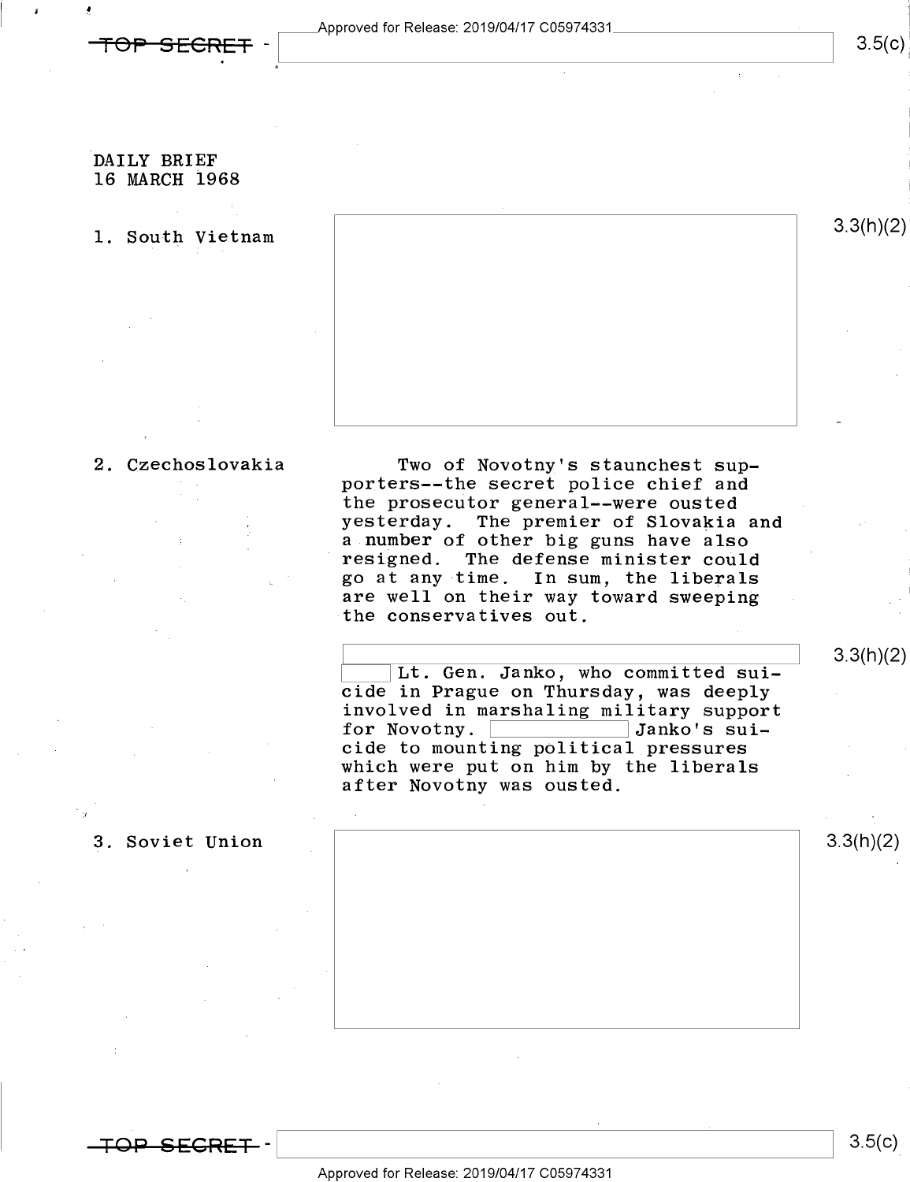DAILY BRIEF
16 MARCH 1968

1. South Vietnam

3.3(h)(2)

2. Czechoslovakia

Two of Novotny's staunchest supporters--the secret police chief and the prosecutor general--were ousted yesterday. The premier of Slovakia and a number of other big guns have also resigned. The defense minister could go at any time. In sum, the liberals are well on their way toward sweeping the conservatives out.

3.3(h)(2)

Lt. Gen. Janko, who committed suicide in Prague on Thursday, was deeply involved in marshaling military support for Novotny. Janko's suicide to mounting political pressures which were put on him by the liberals after Novotny was ousted.

3. Soviet Union

3.3(h)(2)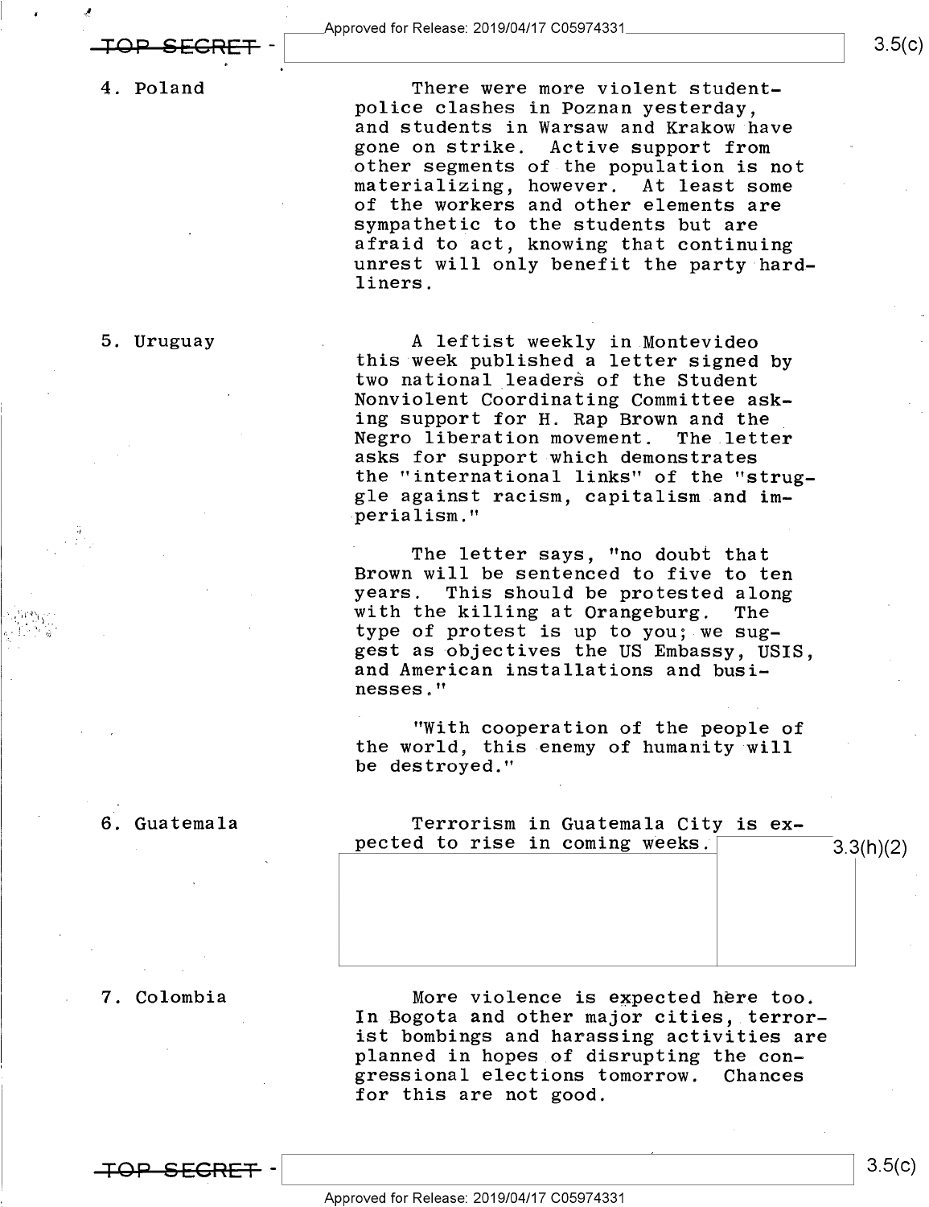4. Poland

There were more violent student-police clashes in Poznan yesterday, and students in Warsaw and Krakow have gone on strike. Active support from other segments of the population is not materializing, however. At least some of the workers and other elements are sympathetic to the students but are afraid to act, knowing that continuing unrest will only benefit the party hard-liners.

5. Uruguay

A leftist weekly in Montevideo this week published a letter signed by two national leaders of the Student Nonviolent Coordinating Committee asking support for H. Rap Brown and the Negro liberation movement. The letter asks for support which demonstrates the "international links" of the "struggle against racism, capitalism and imperialism."

The letter says, "no doubt that Brown will be sentenced to five to ten years. This should be protested along with the killing at Orangeburg. The type of protest is up to you; we suggest as objectives the US Embassy, USIS, and American installations and businesses."

"With cooperation of the people of the world, this enemy of humanity will be destroyed."

6. Guatemala

Terrorism in Guatemala City is expected to rise in coming weeks.

3.3(h)(2)

7. Colombia

More violence is expected here too. In Bogota and other major cities, terrorist bombings and harassing activities are planned in hopes of disrupting the congressional elections tomorrow. Chances for this are not good.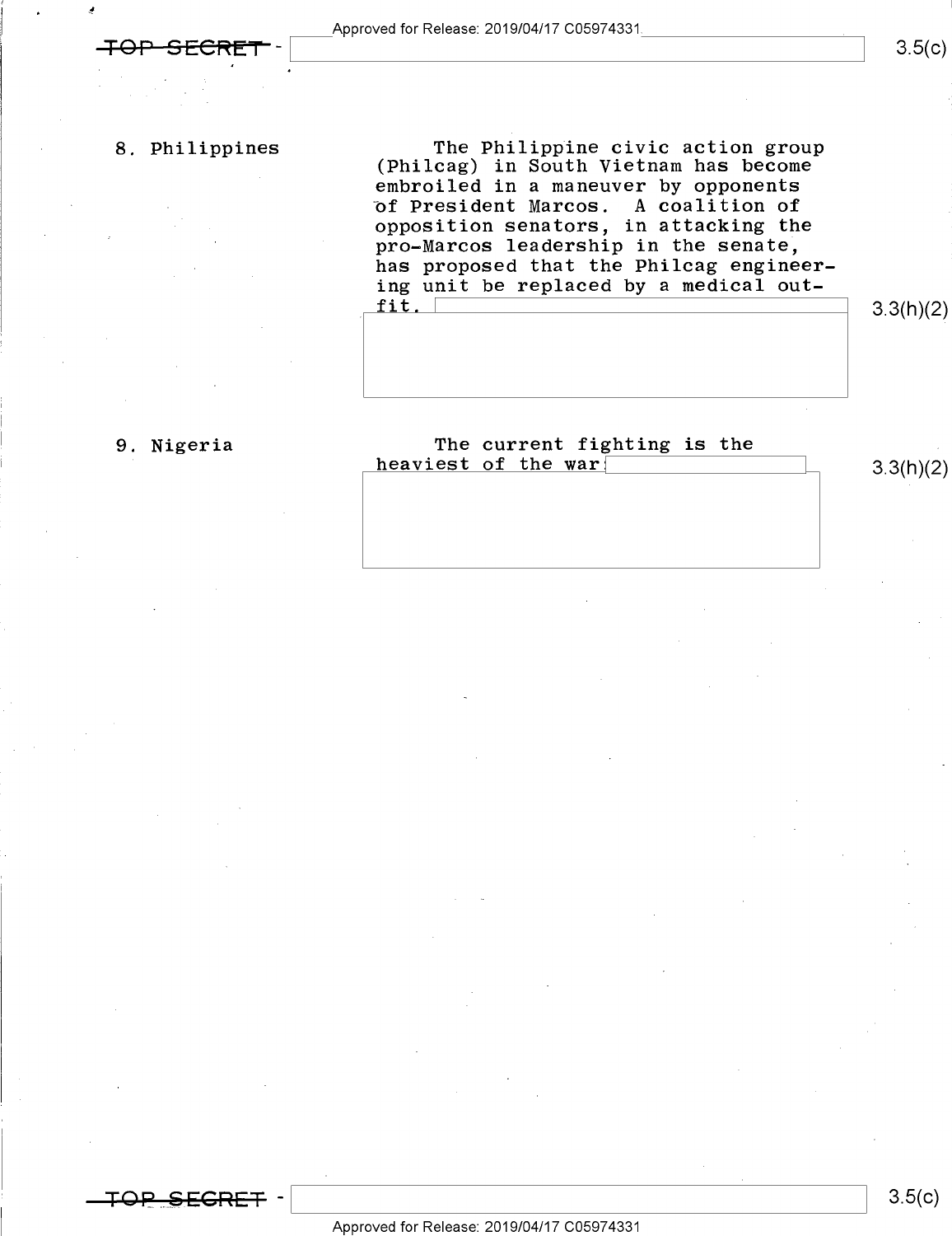8. Philippines

The Philippine civic action group (Philcag) in South Vietnam has become embroiled in a maneuver by opponents of President Marcos. A coalition of opposition senators, in attacking the pro-Marcos leadership in the senate, has proposed that the Philcag engineering unit be replaced by a medical outfit.

3.3(h)(2)

9. Nigeria

The current fighting is the heaviest of the war

3.3(h)(2)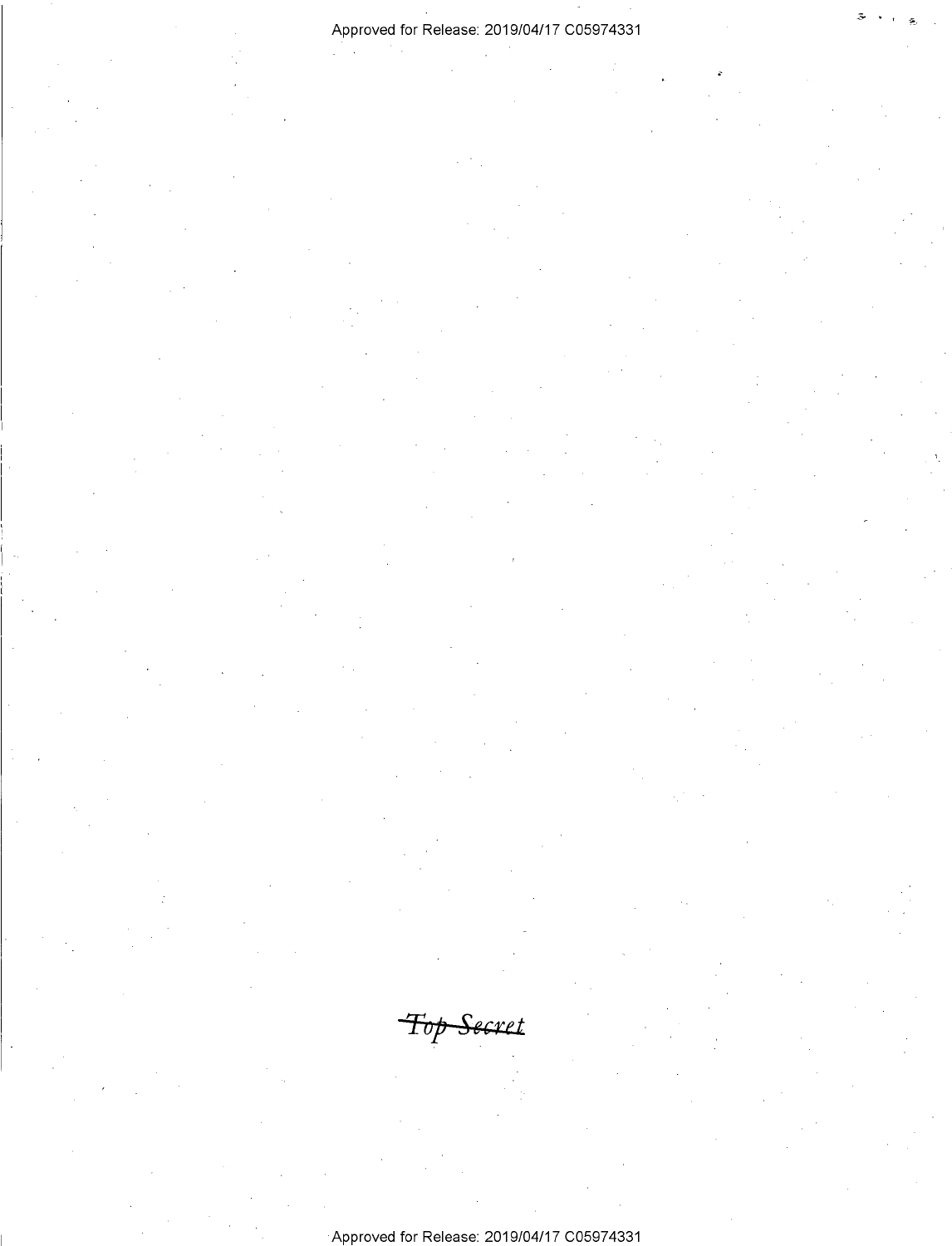~~Top Secret~~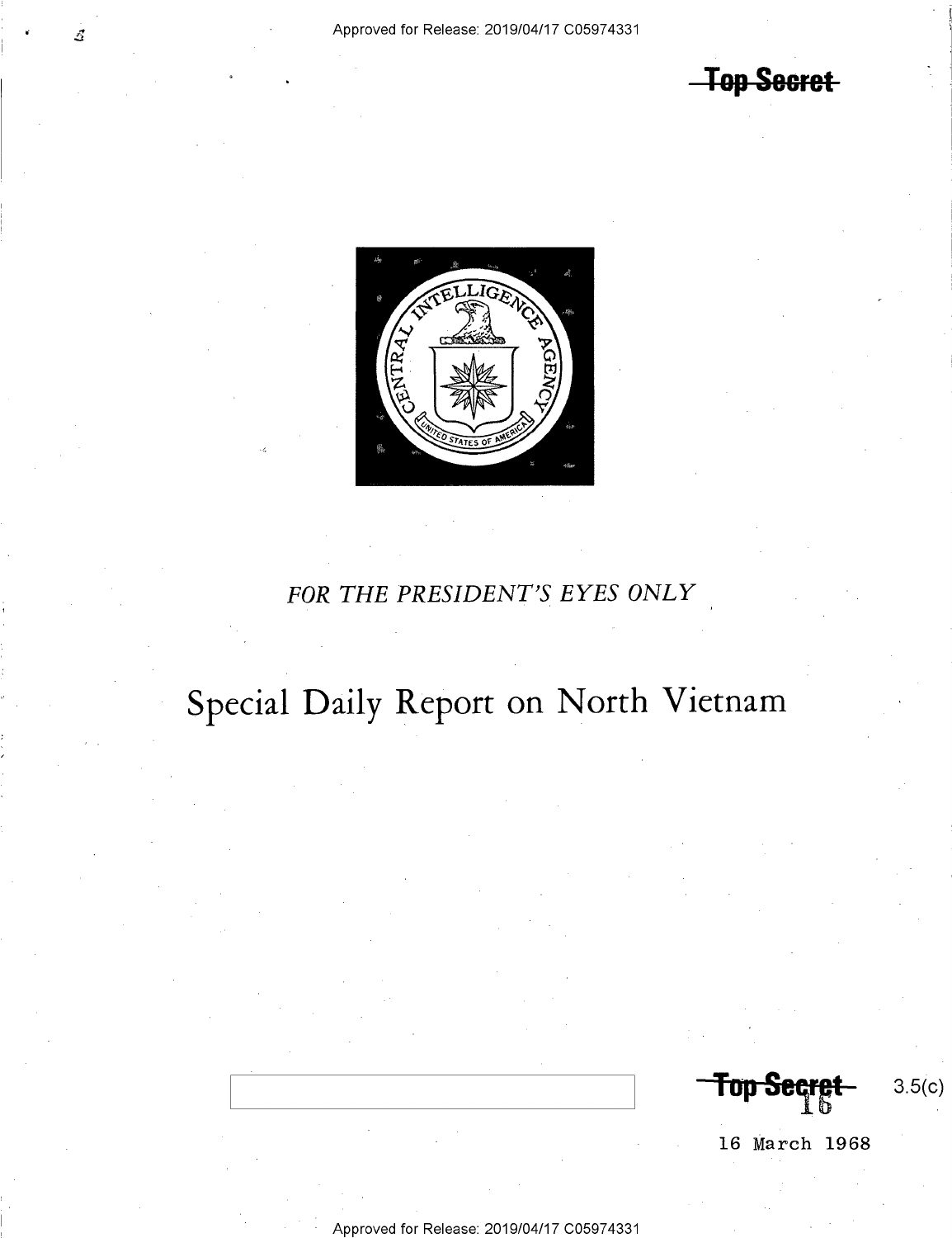~~Top Secret~~

*FOR THE PRESIDENT'S EYES ONLY*

# Special Daily Report on North Vietnam

~~Top Secret~~ 3.5(c)

16 March 1968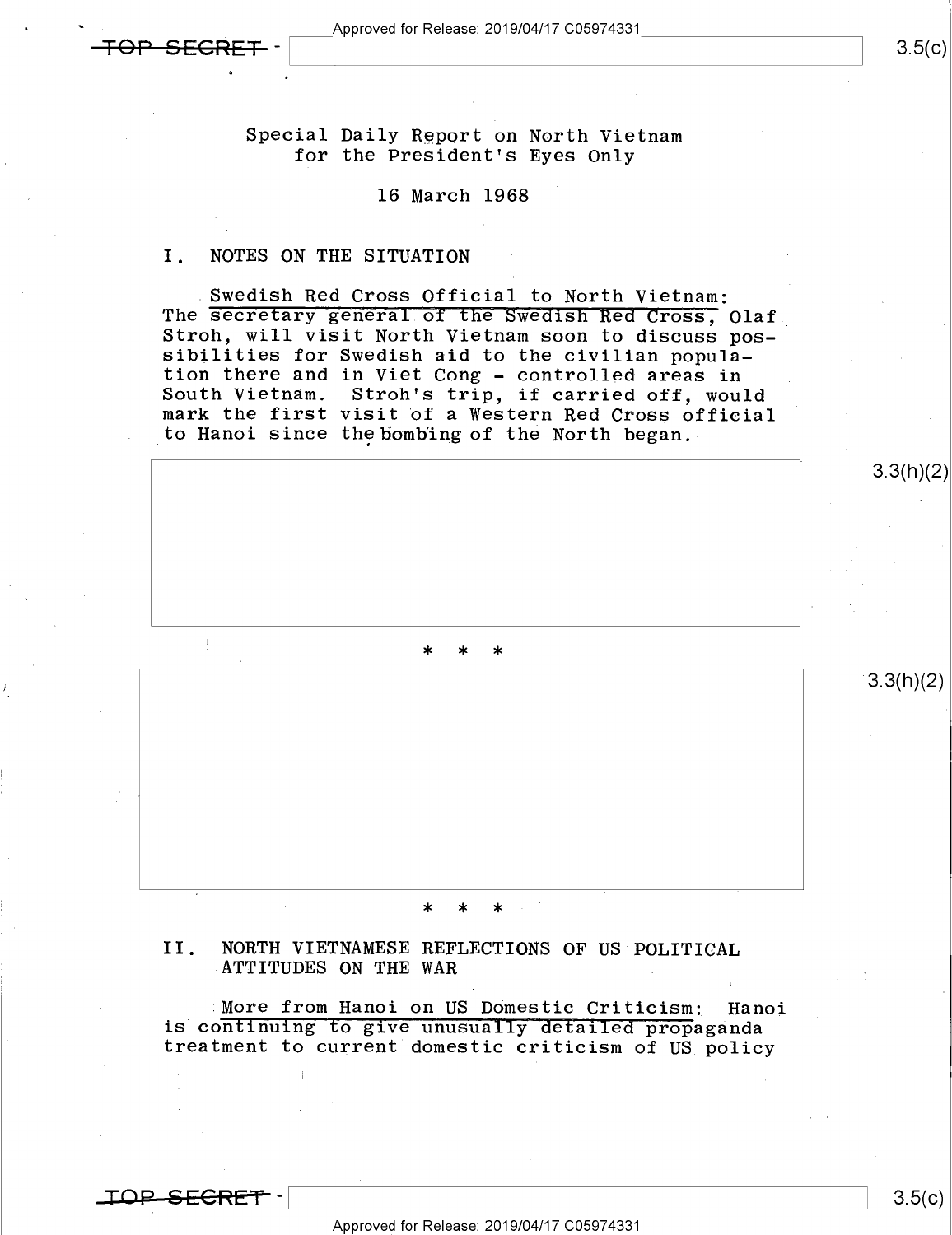Special Daily Report on North Vietnam
for the President's Eyes Only

16 March 1968

## I. NOTES ON THE SITUATION

Swedish Red Cross Official to North Vietnam: The secretary general of the Swedish Red Cross, Olaf Stroh, will visit North Vietnam soon to discuss possibilities for Swedish aid to the civilian population there and in Viet Cong - controlled areas in South Vietnam. Stroh's trip, if carried off, would mark the first visit of a Western Red Cross official to Hanoi since the bombing of the North began.

3.3(h)(2)

* * *

3.3(h)(2)

* * *

## II. NORTH VIETNAMESE REFLECTIONS OF US POLITICAL ATTITUDES ON THE WAR

More from Hanoi on US Domestic Criticism: Hanoi is continuing to give unusually detailed propaganda treatment to current domestic criticism of US policy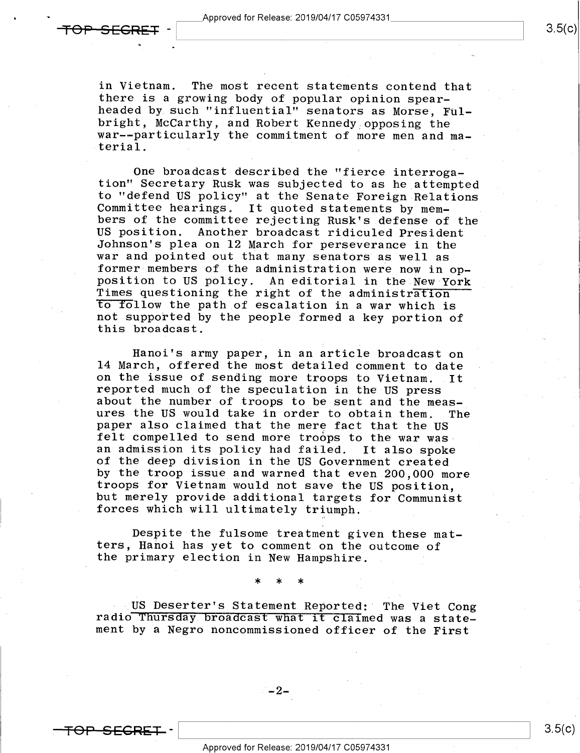in Vietnam. The most recent statements contend that there is a growing body of popular opinion spearheaded by such "influential" senators as Morse, Fulbright, McCarthy, and Robert Kennedy opposing the war--particularly the commitment of more men and material.

One broadcast described the "fierce interrogation" Secretary Rusk was subjected to as he attempted to "defend US policy" at the Senate Foreign Relations Committee hearings. It quoted statements by members of the committee rejecting Rusk's defense of the US position. Another broadcast ridiculed President Johnson's plea on 12 March for perseverance in the war and pointed out that many senators as well as former members of the administration were now in opposition to US policy. An editorial in the New York Times questioning the right of the administration to follow the path of escalation in a war which is not supported by the people formed a key portion of this broadcast.

Hanoi's army paper, in an article broadcast on 14 March, offered the most detailed comment to date on the issue of sending more troops to Vietnam. It reported much of the speculation in the US press about the number of troops to be sent and the measures the US would take in order to obtain them. The paper also claimed that the mere fact that the US felt compelled to send more troops to the war was an admission its policy had failed. It also spoke of the deep division in the US Government created by the troop issue and warned that even 200,000 more troops for Vietnam would not save the US position, but merely provide additional targets for Communist forces which will ultimately triumph.

Despite the fulsome treatment given these matters, Hanoi has yet to comment on the outcome of the primary election in New Hampshire.

\* \* \*

US Deserter's Statement Reported: The Viet Cong radio Thursday broadcast what it claimed was a statement by a Negro noncommissioned officer of the First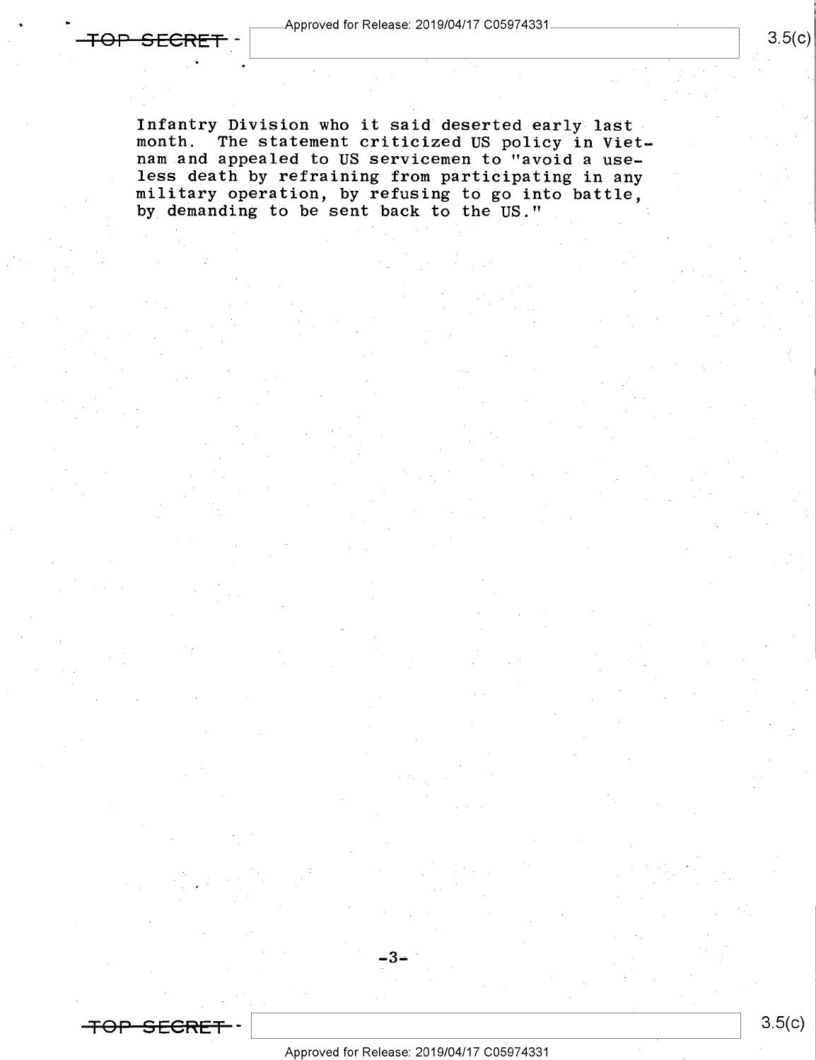Infantry Division who it said deserted early last month. The statement criticized US policy in Vietnam and appealed to US servicemen to "avoid a useless death by refraining from participating in any military operation, by refusing to go into battle, by demanding to be sent back to the US."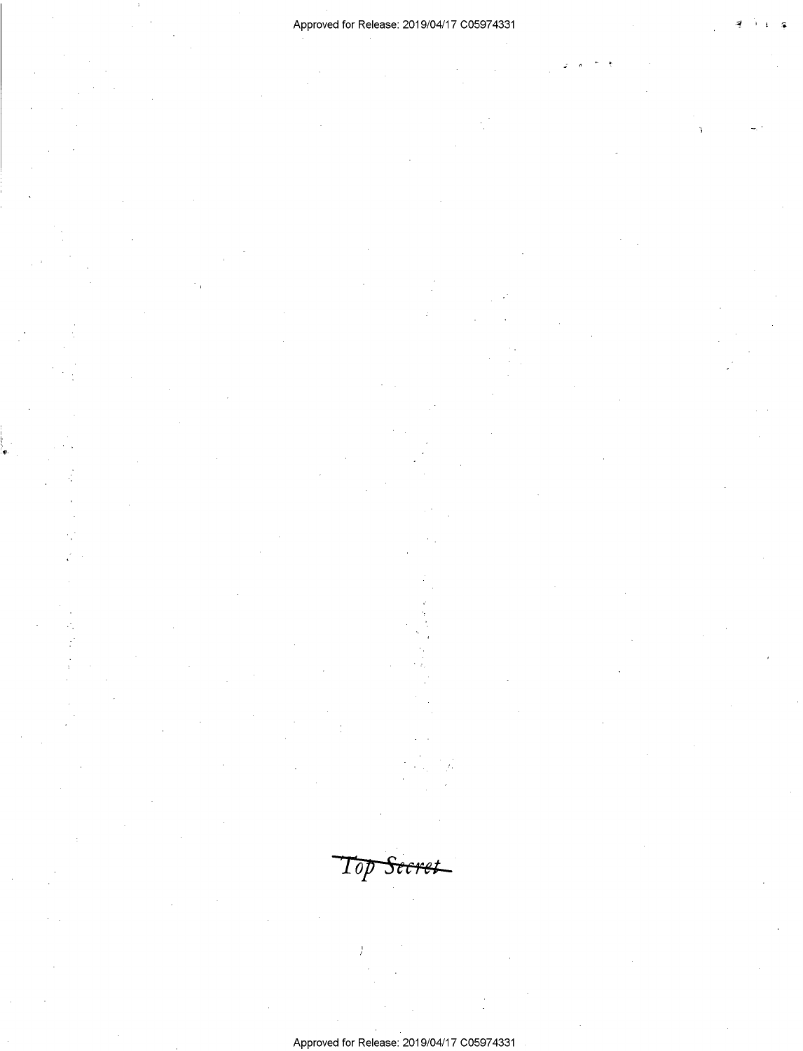~~Top Secret~~